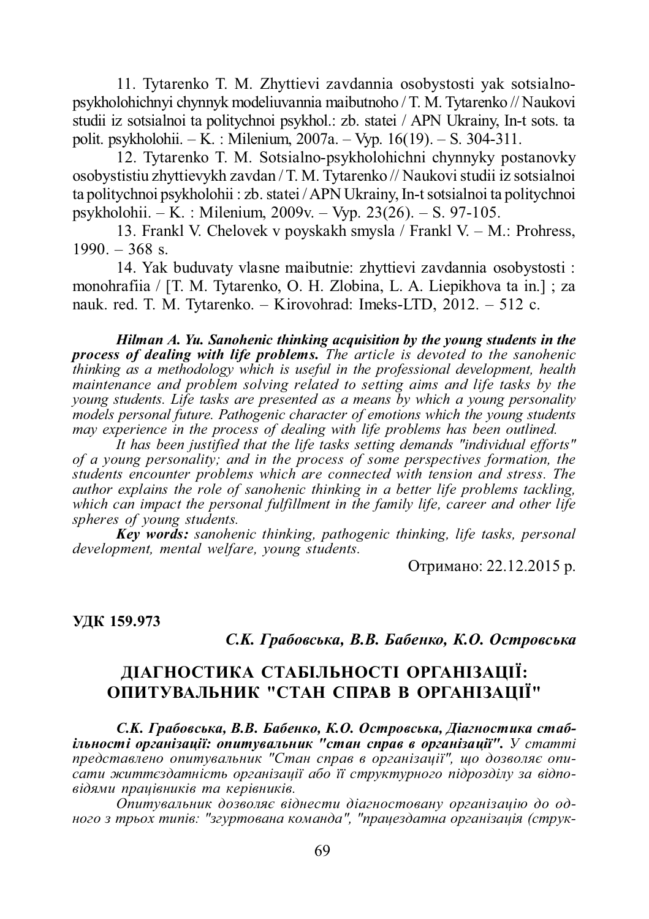11. Tytarenko T. M. Zhyttievi zavdannia osobystosti yak sotsialno-psykholohichnyi chynnyk modeliuvannia maibutnoho / T. M. Tytarenko // Naukovi studii iz sotsialnoi ta politychnoi psykhol.: zb. statei / APN Ukrainy, In-t sots. ta polit. psykholohii. – K. : Milenium, 2007a. – Vyp. 16(19). – S. 304-311.

12. Tytarenko T. M. Sotsialno-psykholohichni chynnyky postanovky osobystistiu zhyttievykh zavdan / T. M. Tytarenko // Naukovi studii iz sotsialnoi ta politychnoi psykholohii : zb. statei / APN Ukrainy, In-t sotsialnoi ta politychnoi psykholohii. – K. : Milenium, 2009v. – Vyp. 23(26). – S. 97-105.

13. Frankl V. Chelovek v poyskakh smysla / Frankl V. – M.: Prohress, 1990. – 368 s.

14. Yak buduvaty vlasne maibutnie: zhyttievi zavdannia osobystosti : monohrafiia / [T. M. Tytarenko, O. H. Zlobina, L. A. Liepikhova ta in.] ; za nauk. red. T. M. Tytarenko. – Kirovohrad: Imeks-LTD, 2012. – 512 c.

***Hilman A. Yu. Sanohenic thinking acquisition by the young students in the process of dealing with life problems.*** *The article is devoted to the sanohenic thinking as a methodology which is useful in the professional development, health maintenance and problem solving related to setting aims and life tasks by the young students. Life tasks are presented as a means by which a young personality models personal future. Pathogenic character of emotions which the young students may experience in the process of dealing with life problems has been outlined.*

*It has been justified that the life tasks setting demands "individual efforts" of a young personality; and in the process of some perspectives formation, the students encounter problems which are connected with tension and stress. The author explains the role of sanohenic thinking in a better life problems tackling, which can impact the personal fulfillment in the family life, career and other life spheres of young students.*

***Key words:*** *sanohenic thinking, pathogenic thinking, life tasks, personal development, mental welfare, young students.*

Отримано: 22.12.2015 р.

**УДК 159.973**

***С.К. Грабовська, В.В. Бабенко, К.О. Островська***

## ДІАГНОСТИКА СТАБІЛЬНОСТІ ОРГАНІЗАЦІЇ: ОПИТУВАЛЬНИК "СТАН СПРАВ В ОРГАНІЗАЦІЇ"

***С.К. Грабовська, В.В. Бабенко, К.О. Островська, Діагностика стабільності організації: опитувальник "стан справ в організації".*** *У статті представлено опитувальник "Стан справ в організації", що дозволяє описати життєздатність організації або її структурного підрозділу за відповідями працівників та керівників.*

*Опитувальник дозволяє віднести діагностовану організацію до одного з трьох типів: "згуртована команда", "працездатна організація (струк-*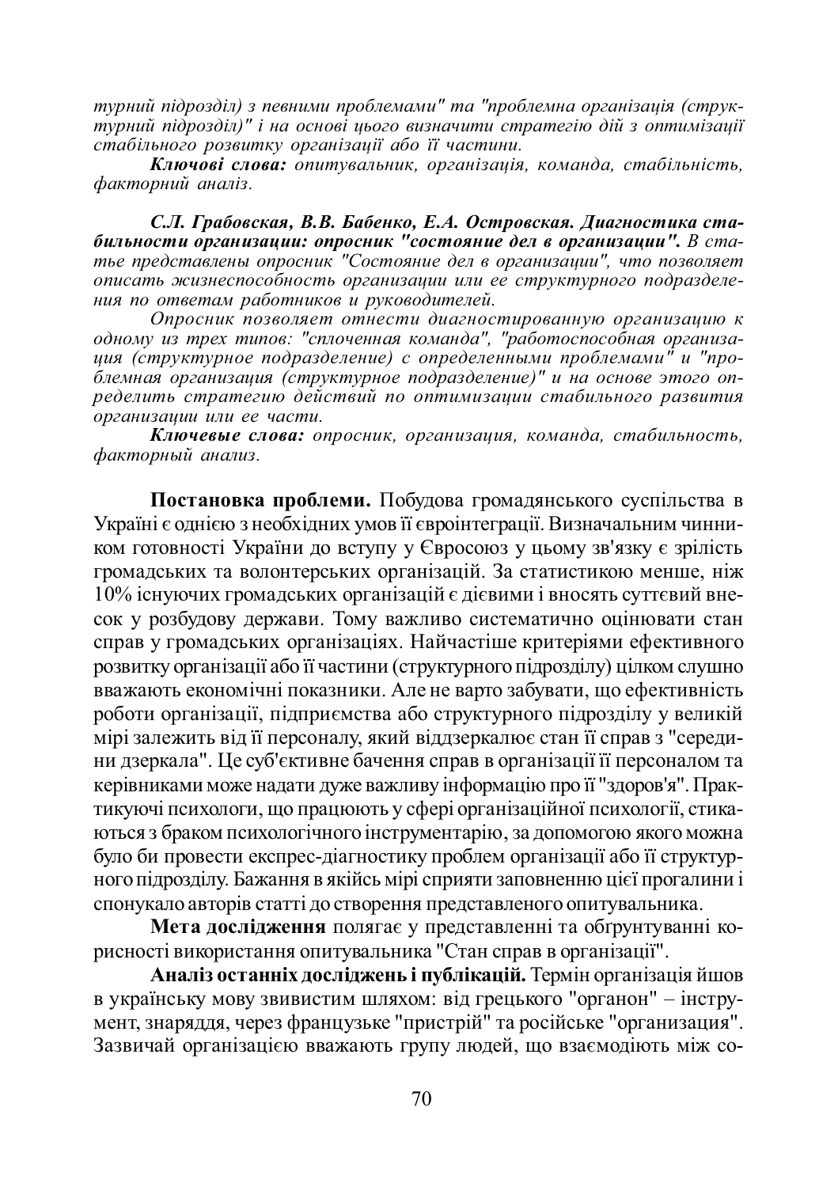*турний підрозділ) з певними проблемами" та "проблемна організація (структурний підрозділ)" і на основі цього визначити стратегію дій з оптимізації стабільного розвитку організації або її частини.*

***Ключові слова:*** *опитувальник, організація, команда, стабільність, факторний аналіз.*

***С.Л. Грабовская, В.В. Бабенко, Е.А. Островская. Диагностика стабильности организации: опросник "состояние дел в организации".*** *В статье представлены опросник "Состояние дел в организации", что позволяет описать жизнеспособность организации или ее структурного подразделения по ответам работников и руководителей.*

*Опросник позволяет отнести диагностированную организацию к одному из трех типов: "сплоченная команда", "работоспособная организация (структурное подразделение) с определенными проблемами" и "проблемная организация (структурное подразделение)" и на основе этого определить стратегию действий по оптимизации стабильного развития организации или ее части.*

***Ключевые слова:*** *опросник, организация, команда, стабильность, факторный анализ.*

**Постановка проблеми.** Побудова громадянського суспільства в Україні є однією з необхідних умов її євроінтеграції. Визначальним чинником готовності України до вступу у Євросоюз у цьому зв'язку є зрілість громадських та волонтерських організацій. За статистикою менше, ніж 10% існуючих громадських організацій є дієвими і вносять суттєвий внесок у розбудову держави. Тому важливо систематично оцінювати стан справ у громадських організаціях. Найчастіше критеріями ефективного розвитку організації або її частини (структурного підрозділу) цілком слушно вважають економічні показники. Але не варто забувати, що ефективність роботи організації, підприємства або структурного підрозділу у великій мірі залежить від її персоналу, який віддзеркалює стан її справ з "середини дзеркала". Це суб'єктивне бачення справ в організації її персоналом та керівниками може надати дуже важливу інформацію про її "здоров'я". Практикуючі психологи, що працюють у сфері організаційної психології, стикаються з браком психологічного інструментарію, за допомогою якого можна було би провести експрес-діагностику проблем організації або її структурного підрозділу. Бажання в якійсь мірі сприяти заповненню цієї прогалини і спонукало авторів статті до створення представленого опитувальника.

**Мета дослідження** полягає у представленні та обґрунтуванні корисності використання опитувальника "Стан справ в організації".

**Аналіз останніх досліджень і публікацій.** Термін організація йшов в українську мову звивистим шляхом: від грецького "органон" – інструмент, знаряддя, через французьке "пристрій" та російське "организация". Зазвичай організацією вважають групу людей, що взаємодіють між со-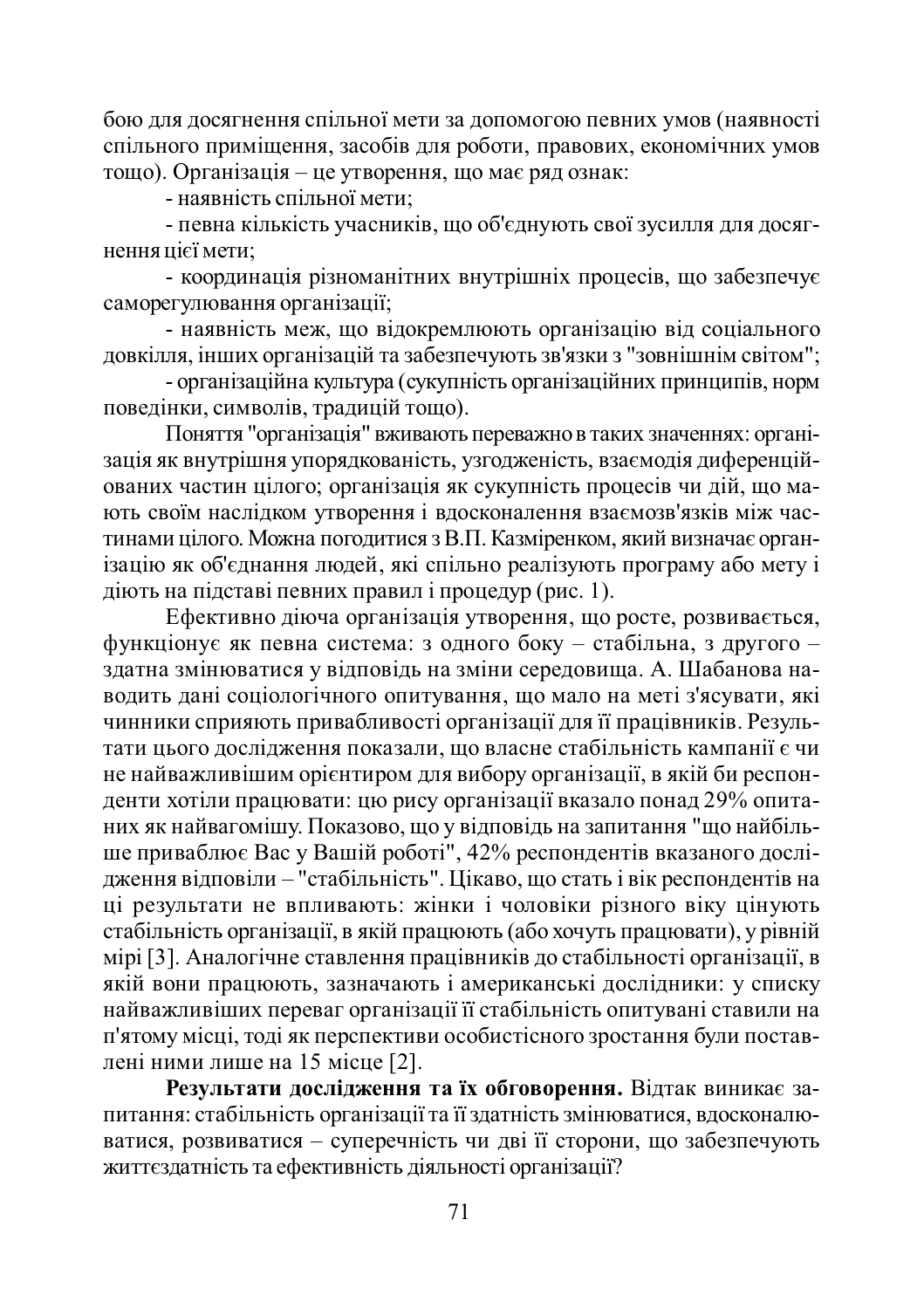бою для досягнення спільної мети за допомогою певних умов (наявності спільного приміщення, засобів для роботи, правових, економічних умов тощо). Організація – це утворення, що має ряд ознак:

- наявність спільної мети;
- певна кількість учасників, що об'єднують свої зусилля для досягнення цієї мети;
- координація різноманітних внутрішніх процесів, що забезпечує саморегулювання організації;
- наявність меж, що відокремлюють організацію від соціального довкілля, інших організацій та забезпечують зв'язки з "зовнішнім світом";
- організаційна культура (сукупність організаційних принципів, норм поведінки, символів, традицій тощо).

Поняття "організація" вживають переважно в таких значеннях: організація як внутрішня упорядкованість, узгодженість, взаємодія диференційованих частин цілого; організація як сукупність процесів чи дій, що мають своїм наслідком утворення і вдосконалення взаємозв'язків між частинами цілого. Можна погодитися з В.П. Казміренком, який визначає організацію як об'єднання людей, які спільно реалізують програму або мету і діють на підставі певних правил і процедур (рис. 1).

Ефективно діюча організація утворення, що росте, розвивається, функціонує як певна система: з одного боку – стабільна, з другого – здатна змінюватися у відповідь на зміни середовища. А. Шабанова наводить дані соціологічного опитування, що мало на меті з'ясувати, які чинники сприяють привабливості організації для її працівників. Результати цього дослідження показали, що власне стабільність кампанії є чи не найважливішим орієнтиром для вибору організації, в якій би респонденти хотіли працювати: цю рису організації вказало понад 29% опитаних як найвагомішу. Показово, що у відповідь на запитання "що найбільше приваблює Вас у Вашій роботі", 42% респондентів вказаного дослідження відповіли – "стабільність". Цікаво, що стать і вік респондентів на ці результати не впливають: жінки і чоловіки різного віку цінують стабільність організації, в якій працюють (або хочуть працювати), у рівній мірі [3]. Аналогічне ставлення працівників до стабільності організації, в якій вони працюють, зазначають і американські дослідники: у списку найважливіших переваг організації її стабільність опитувані ставили на п'ятому місці, тоді як перспективи особистісного зростання були поставлені ними лише на 15 місце [2].

**Результати дослідження та їх обговорення.** Відтак виникає запитання: стабільність організації та її здатність змінюватися, вдосконалюватися, розвиватися – суперечність чи дві її сторони, що забезпечують життєздатність та ефективність діяльності організації?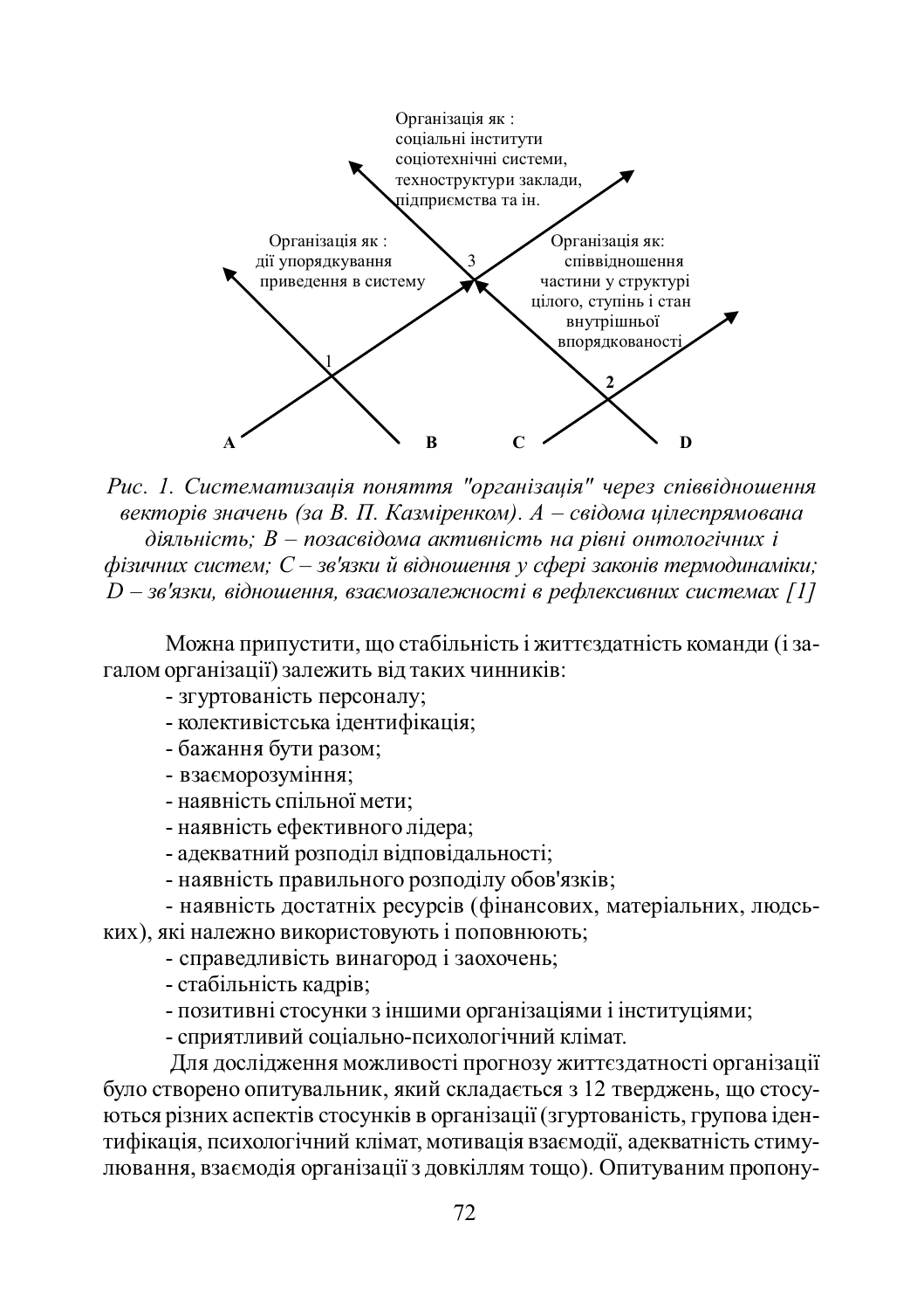Організація як :
соціальні інститути
соціотехнічні системи,
техноструктури заклади,
підприємства та ін.

Організація як :
дії упорядкування
приведення в систему

Організація як:
співвідношення
частини у структурі
цілого, ступінь і стан
внутрішньої
впорядкованості

3

1

2

**A** **B** **C** **D**

*Рис. 1. Систематизація поняття "організація" через співвідношення векторів значень (за В. П. Казміренком). A – свідома цілеспрямована діяльність; B – позасвідома активність на рівні онтологічних і фізичних систем; C – зв'язки й відношення у сфері законів термодинаміки; D – зв'язки, відношення, взаємозалежності в рефлексивних системах [1]*

Можна припустити, що стабільність і життєздатність команди (і загалом організації) залежить від таких чинників:

- згуртованість персоналу;
- колективістська ідентифікація;
- бажання бути разом;
- взаєморозуміння;
- наявність спільної мети;
- наявність ефективного лідера;
- адекватний розподіл відповідальності;
- наявність правильного розподілу обов'язків;
- наявність достатніх ресурсів (фінансових, матеріальних, людських), які належно використовують і поповнюють;
- справедливість винагород і заохочень;
- стабільність кадрів;
- позитивні стосунки з іншими організаціями і інституціями;
- сприятливий соціально-психологічний клімат.

Для дослідження можливості прогнозу життєздатності організації було створено опитувальник, який складається з 12 тверджень, що стосуються різних аспектів стосунків в організації (згуртованість, групова ідентифікація, психологічний клімат, мотивація взаємодії, адекватність стимулювання, взаємодія організації з довкіллям тощо). Опитуваним пропону-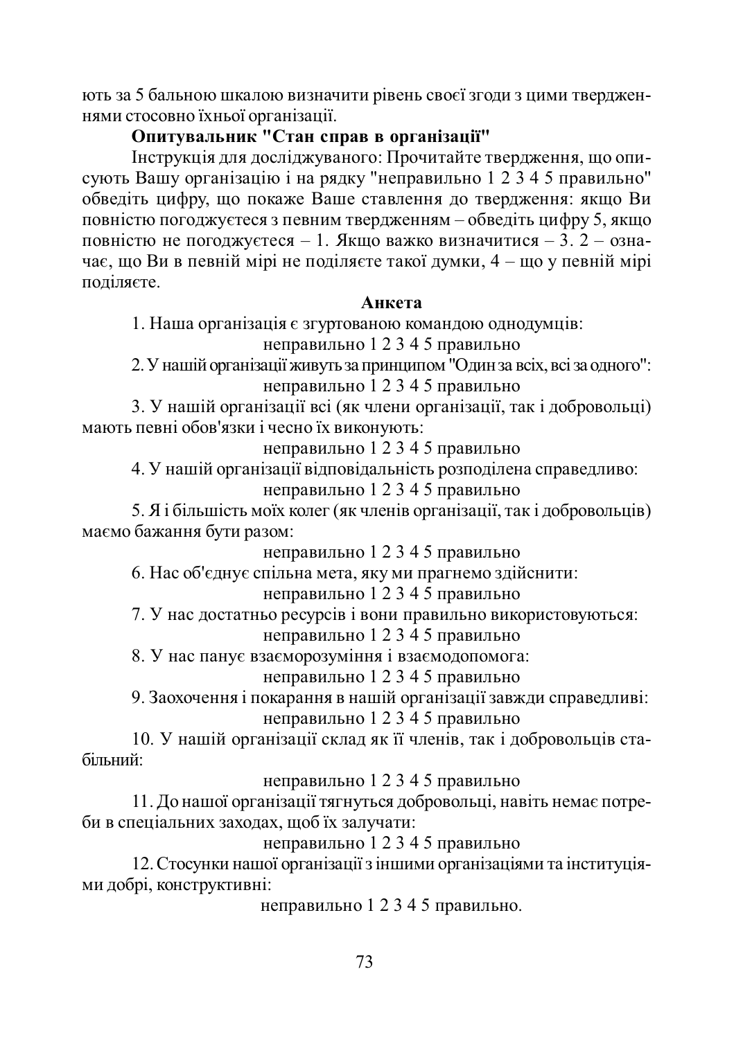ють за 5 бальною шкалою визначити рівень своєї згоди з цими твердженнями стосовно їхньої організації.

**Опитувальник "Стан справ в організації"**

Інструкція для досліджуваного: Прочитайте твердження, що описують Вашу організацію і на рядку "неправильно 1 2 3 4 5 правильно" обведіть цифру, що покаже Ваше ставлення до твердження: якщо Ви повністю погоджуєтеся з певним твердженням – обведіть цифру 5, якщо повністю не погоджуєтеся – 1. Якщо важко визначитися – 3. 2 – означає, що Ви в певній мірі не поділяєте такої думки, 4 – що у певній мірі поділяєте.

**Анкета**

1. Наша організація є згуртованою командою однодумців:
неправильно 1 2 3 4 5 правильно

2. У нашій організації живуть за принципом "Один за всіх, всі за одного":
неправильно 1 2 3 4 5 правильно

3. У нашій організації всі (як члени організації, так і добровольці) мають певні обов'язки і чесно їх виконують:
неправильно 1 2 3 4 5 правильно

4. У нашій організації відповідальність розподілена справедливо:
неправильно 1 2 3 4 5 правильно

5. Я і більшість моїх колег (як членів організації, так і добровольців) маємо бажання бути разом:
неправильно 1 2 3 4 5 правильно

6. Нас об'єднує спільна мета, яку ми прагнемо здійснити:
неправильно 1 2 3 4 5 правильно

7. У нас достатньо ресурсів і вони правильно використовуються:
неправильно 1 2 3 4 5 правильно

8. У нас панує взаєморозуміння і взаємодопомога:
неправильно 1 2 3 4 5 правильно

9. Заохочення і покарання в нашій організації завжди справедливі:
неправильно 1 2 3 4 5 правильно

10. У нашій організації склад як її членів, так і добровольців стабільний:
неправильно 1 2 3 4 5 правильно

11. До нашої організації тягнуться добровольці, навіть немає потреби в спеціальних заходах, щоб їх залучати:
неправильно 1 2 3 4 5 правильно

12. Стосунки нашої організації з іншими організаціями та інституціями добрі, конструктивні:
неправильно 1 2 3 4 5 правильно.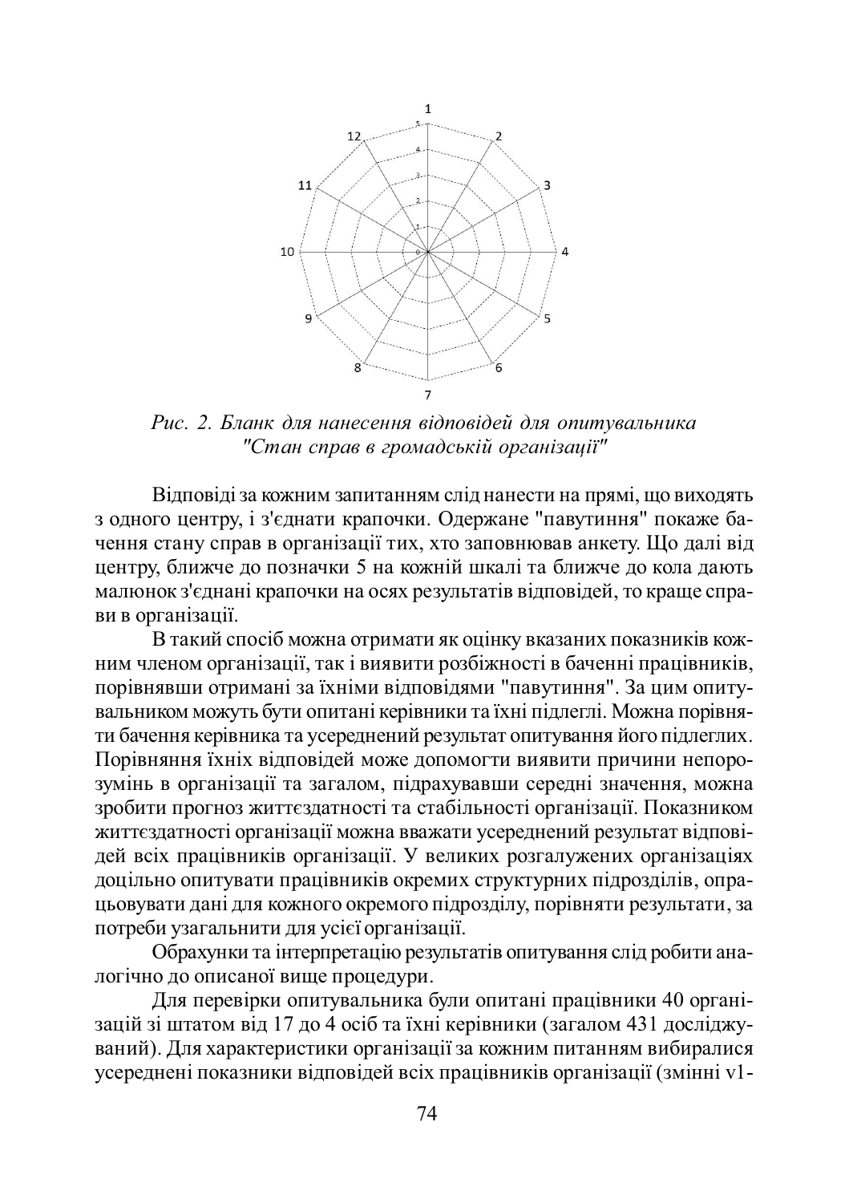*Рис. 2. Бланк для нанесення відповідей для опитувальника "Стан справ в громадській організації"*

Відповіді за кожним запитанням слід нанести на прямі, що виходять з одного центру, і з'єднати крапочки. Одержане "павутиння" покаже бачення стану справ в організації тих, хто заповнював анкету. Що далі від центру, ближче до позначки 5 на кожній шкалі та ближче до кола дають малюнок з'єднані крапочки на осях результатів відповідей, то краще справи в організації.

В такий спосіб можна отримати як оцінку вказаних показників кожним членом організації, так і виявити розбіжності в баченні працівників, порівнявши отримані за їхніми відповідями "павутиння". За цим опитувальником можуть бути опитані керівники та їхні підлеглі. Можна порівняти бачення керівника та усереднений результат опитування його підлеглих. Порівняння їхніх відповідей може допомогти виявити причини непорозумінь в організації та загалом, підрахувавши середні значення, можна зробити прогноз життєздатності та стабільності організації. Показником життєздатності організації можна вважати усереднений результат відповідей всіх працівників організації. У великих розгалужених організаціях доцільно опитувати працівників окремих структурних підрозділів, опрацьовувати дані для кожного окремого підрозділу, порівняти результати, за потреби узагальнити для усієї організації.

Обрахунки та інтерпретацію результатів опитування слід робити аналогічно до описаної вище процедури.

Для перевірки опитувальника були опитані працівники 40 організацій зі штатом від 17 до 4 осіб та їхні керівники (загалом 431 досліджуваний). Для характеристики організації за кожним питанням вибиралися усереднені показники відповідей всіх працівників організації (змінні v1-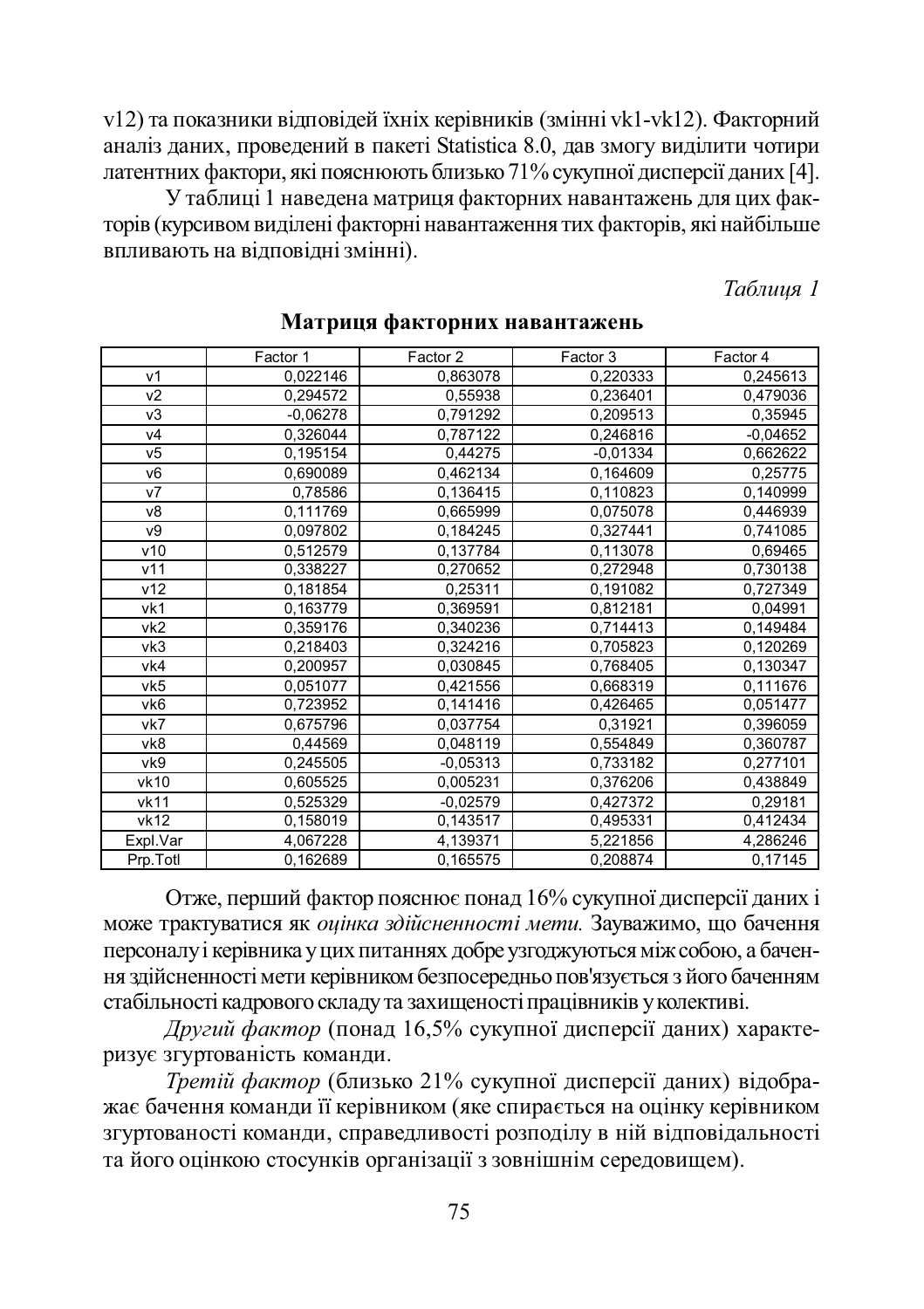v12) та показники відповідей їхніх керівників (змінні vk1-vk12). Факторний аналіз даних, проведений в пакеті Statistica 8.0, дав змогу виділити чотири латентних фактори, які пояснюють близько 71% сукупної дисперсії даних [4].

У таблиці 1 наведена матриця факторних навантажень для цих факторів (курсивом виділені факторні навантаження тих факторів, які найбільше впливають на відповідні змінні).

*Таблиця 1*

**Матриця факторних навантажень**

| | Factor 1 | Factor 2 | Factor 3 | Factor 4 |
|---|---|---|---|---|
| v1 | 0,022146 | 0,863078 | 0,220333 | 0,245613 |
| v2 | 0,294572 | 0,55938 | 0,236401 | 0,479036 |
| v3 | -0,06278 | 0,791292 | 0,209513 | 0,35945 |
| v4 | 0,326044 | 0,787122 | 0,246816 | -0,04652 |
| v5 | 0,195154 | 0,44275 | -0,01334 | 0,662622 |
| v6 | 0,690089 | 0,462134 | 0,164609 | 0,25775 |
| v7 | 0,78586 | 0,136415 | 0,110823 | 0,140999 |
| v8 | 0,111769 | 0,665999 | 0,075078 | 0,446939 |
| v9 | 0,097802 | 0,184245 | 0,327441 | 0,741085 |
| v10 | 0,512579 | 0,137784 | 0,113078 | 0,69465 |
| v11 | 0,338227 | 0,270652 | 0,272948 | 0,730138 |
| v12 | 0,181854 | 0,25311 | 0,191082 | 0,727349 |
| vk1 | 0,163779 | 0,369591 | 0,812181 | 0,04991 |
| vk2 | 0,359176 | 0,340236 | 0,714413 | 0,149484 |
| vk3 | 0,218403 | 0,324216 | 0,705823 | 0,120269 |
| vk4 | 0,200957 | 0,030845 | 0,768405 | 0,130347 |
| vk5 | 0,051077 | 0,421556 | 0,668319 | 0,111676 |
| vk6 | 0,723952 | 0,141416 | 0,426465 | 0,051477 |
| vk7 | 0,675796 | 0,037754 | 0,31921 | 0,396059 |
| vk8 | 0,44569 | 0,048119 | 0,554849 | 0,360787 |
| vk9 | 0,245505 | -0,05313 | 0,733182 | 0,277101 |
| vk10 | 0,605525 | 0,005231 | 0,376206 | 0,438849 |
| vk11 | 0,525329 | -0,02579 | 0,427372 | 0,29181 |
| vk12 | 0,158019 | 0,143517 | 0,495331 | 0,412434 |
| Expl.Var | 4,067228 | 4,139371 | 5,221856 | 4,286246 |
| Prp.Totl | 0,162689 | 0,165575 | 0,208874 | 0,17145 |

Отже, перший фактор пояснює понад 16% сукупної дисперсії даних і може трактуватися як *оцінка здійсненності мети.* Зауважимо, що бачення персоналу і керівника у цих питаннях добре узгоджуються між собою, а бачення здійсненності мети керівником безпосередньо пов'язується з його баченням стабільності кадрового складу та захищеності працівників у колективі.

*Другий фактор* (понад 16,5% сукупної дисперсії даних) характеризує згуртованість команди.

*Третій фактор* (близько 21% сукупної дисперсії даних) відображає бачення команди її керівником (яке спирається на оцінку керівником згуртованості команди, справедливості розподілу в ній відповідальності та його оцінкою стосунків організації з зовнішнім середовищем).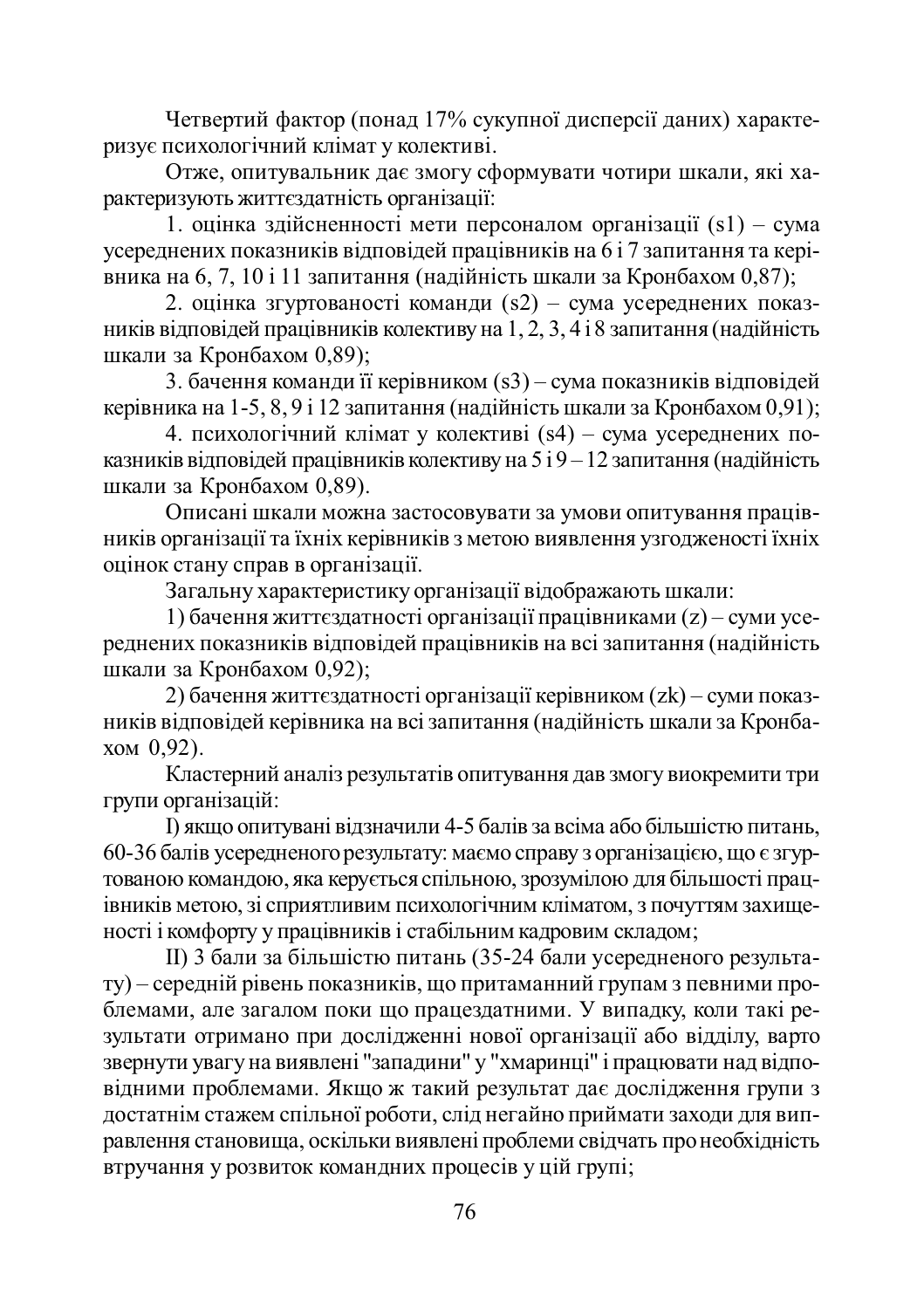Четвертий фактор (понад 17% сукупної дисперсії даних) характеризує психологічний клімат у колективі.

Отже, опитувальник дає змогу сформувати чотири шкали, які характеризують життєздатність організації:

1. оцінка здійсненності мети персоналом організації (s1) – сума усереднених показників відповідей працівників на 6 і 7 запитання та керівника на 6, 7, 10 і 11 запитання (надійність шкали за Кронбахом 0,87);

2. оцінка згуртованості команди (s2) – сума усереднених показників відповідей працівників колективу на 1, 2, 3, 4 і 8 запитання (надійність шкали за Кронбахом 0,89);

3. бачення команди її керівником (s3) – сума показників відповідей керівника на 1-5, 8, 9 і 12 запитання (надійність шкали за Кронбахом 0,91);

4. психологічний клімат у колективі (s4) – сума усереднених показників відповідей працівників колективу на 5 і 9 – 12 запитання (надійність шкали за Кронбахом 0,89).

Описані шкали можна застосовувати за умови опитування працівників організації та їхніх керівників з метою виявлення узгодженості їхніх оцінок стану справ в організації.

Загальну характеристику організації відображають шкали:

1) бачення життєздатності організації працівниками (z) – суми усереднених показників відповідей працівників на всі запитання (надійність шкали за Кронбахом 0,92);

2) бачення життєздатності організації керівником (zk) – суми показників відповідей керівника на всі запитання (надійність шкали за Кронбахом 0,92).

Кластерний аналіз результатів опитування дав змогу виокремити три групи організацій:

I) якщо опитувані відзначили 4-5 балів за всіма або більшістю питань, 60-36 балів усередненого результату: маємо справу з організацією, що є згуртованою командою, яка керується спільною, зрозумілою для більшості працівників метою, зі сприятливим психологічним кліматом, з почуттям захищеності і комфорту у працівників і стабільним кадровим складом;

II) 3 бали за більшістю питань (35-24 бали усередненого результату) – середній рівень показників, що притаманний групам з певними проблемами, але загалом поки що працездатними. У випадку, коли такі результати отримано при дослідженні нової організації або відділу, варто звернути увагу на виявлені "западини" у "хмаринці" і працювати над відповідними проблемами. Якщо ж такий результат дає дослідження групи з достатнім стажем спільної роботи, слід негайно приймати заходи для виправлення становища, оскільки виявлені проблеми свідчать про необхідність втручання у розвиток командних процесів у цій групі;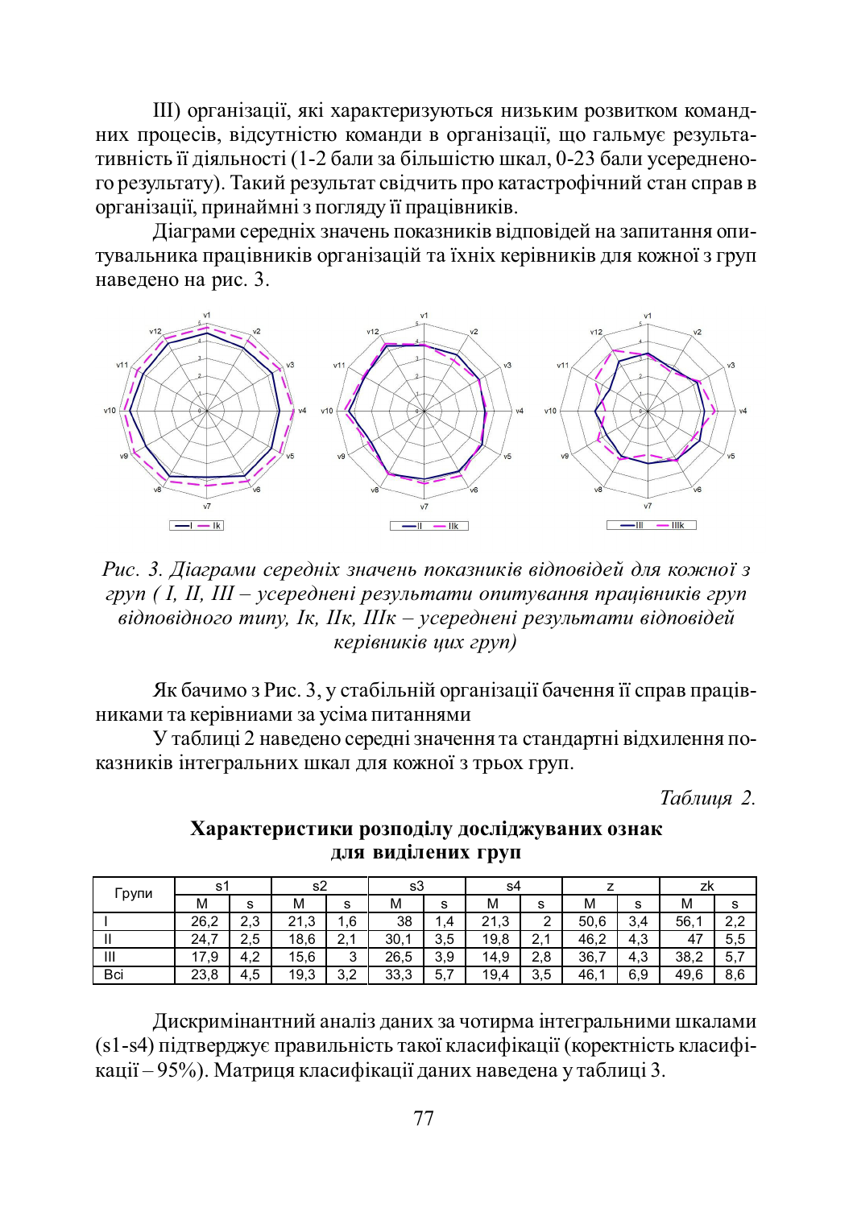III) організації, які характеризуються низьким розвитком командних процесів, відсутністю команди в організації, що гальмує результативність її діяльності (1-2 бали за більшістю шкал, 0-23 бали усередненого результату). Такий результат свідчить про катастрофічний стан справ в організації, принаймні з погляду її працівників.

Діаграми середніх значень показників відповідей на запитання опитувальника працівників організацій та їхніх керівників для кожної з груп наведено на рис. 3.

*Рис. 3. Діаграми середніх значень показників відповідей для кожної з груп ( I, II, III – усереднені результати опитування працівників груп відповідного типу, Iк, IIк, IIIк – усереднені результати відповідей керівників цих груп)*

Як бачимо з Рис. 3, у стабільній організації бачення її справ працівниками та керівниами за усіма питаннями

У таблиці 2 наведено середні значення та стандартні відхилення показників інтегральних шкал для кожної з трьох груп.

*Таблиця 2.*

**Характеристики розподілу досліджуваних ознак для виділених груп**

| Групи | s1 | | s2 | | s3 | | s4 | | z | | zk | |
|---|---|---|---|---|---|---|---|---|---|---|---|---|
| | M | s | M | s | M | s | M | s | M | s | M | s |
| I | 26,2 | 2,3 | 21,3 | 1,6 | 38 | 1,4 | 21,3 | 2 | 50,6 | 3,4 | 56,1 | 2,2 |
| II | 24,7 | 2,5 | 18,6 | 2,1 | 30,1 | 3,5 | 19,8 | 2,1 | 46,2 | 4,3 | 47 | 5,5 |
| III | 17,9 | 4,2 | 15,6 | 3 | 26,5 | 3,9 | 14,9 | 2,8 | 36,7 | 4,3 | 38,2 | 5,7 |
| Всі | 23,8 | 4,5 | 19,3 | 3,2 | 33,3 | 5,7 | 19,4 | 3,5 | 46,1 | 6,9 | 49,6 | 8,6 |

Дискримінантний аналіз даних за чотирма інтегральними шкалами (s1-s4) підтверджує правильність такої класифікації (коректність класифікації – 95%). Матриця класифікації даних наведена у таблиці 3.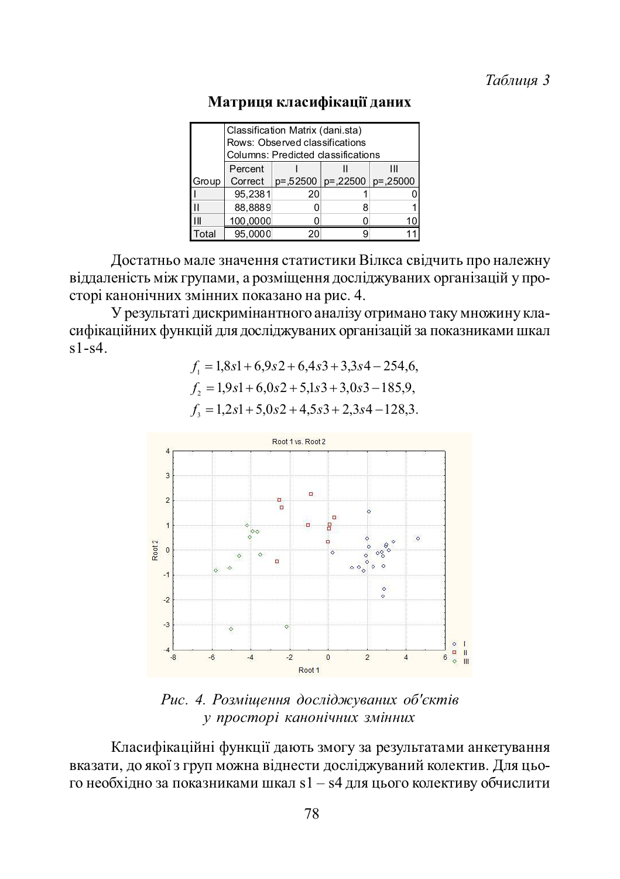*Таблиця 3*

**Матриця класифікації даних**

| Group | Classification Matrix (dani.sta) Rows: Observed classifications Columns: Predicted classifications | | | |
|---|---|---|---|---|
| | Percent Correct | I p=,52500 | II p=,22500 | III p=,25000 |
| I | 95,2381 | 20 | 1 | 0 |
| II | 88,8889 | 0 | 8 | 1 |
| III | 100,0000 | 0 | 0 | 10 |
| Total | 95,0000 | 20 | 9 | 11 |

Достатньо мале значення статистики Вілкса свідчить про належну віддаленість між групами, а розміщення досліджуваних організацій у просторі канонічних змінних показано на рис. 4.

У результаті дискримінантного аналізу отримано таку множину класифікаційних функцій для досліджуваних організацій за показниками шкал s1-s4.

$$f_1 = 1{,}8s1 + 6{,}9s2 + 6{,}4s3 + 3{,}3s4 - 254{,}6,$$
$$f_2 = 1{,}9s1 + 6{,}0s2 + 5{,}1s3 + 3{,}0s3 - 185{,}9,$$
$$f_3 = 1{,}2s1 + 5{,}0s2 + 4{,}5s3 + 2{,}3s4 - 128{,}3.$$

*Рис. 4. Розміщення досліджуваних об'єктів у просторі канонічних змінних*

Класифікаційні функції дають змогу за результатами анкетування вказати, до якої з груп можна віднести досліджуваний колектив. Для цього необхідно за показниками шкал s1 – s4 для цього колективу обчислити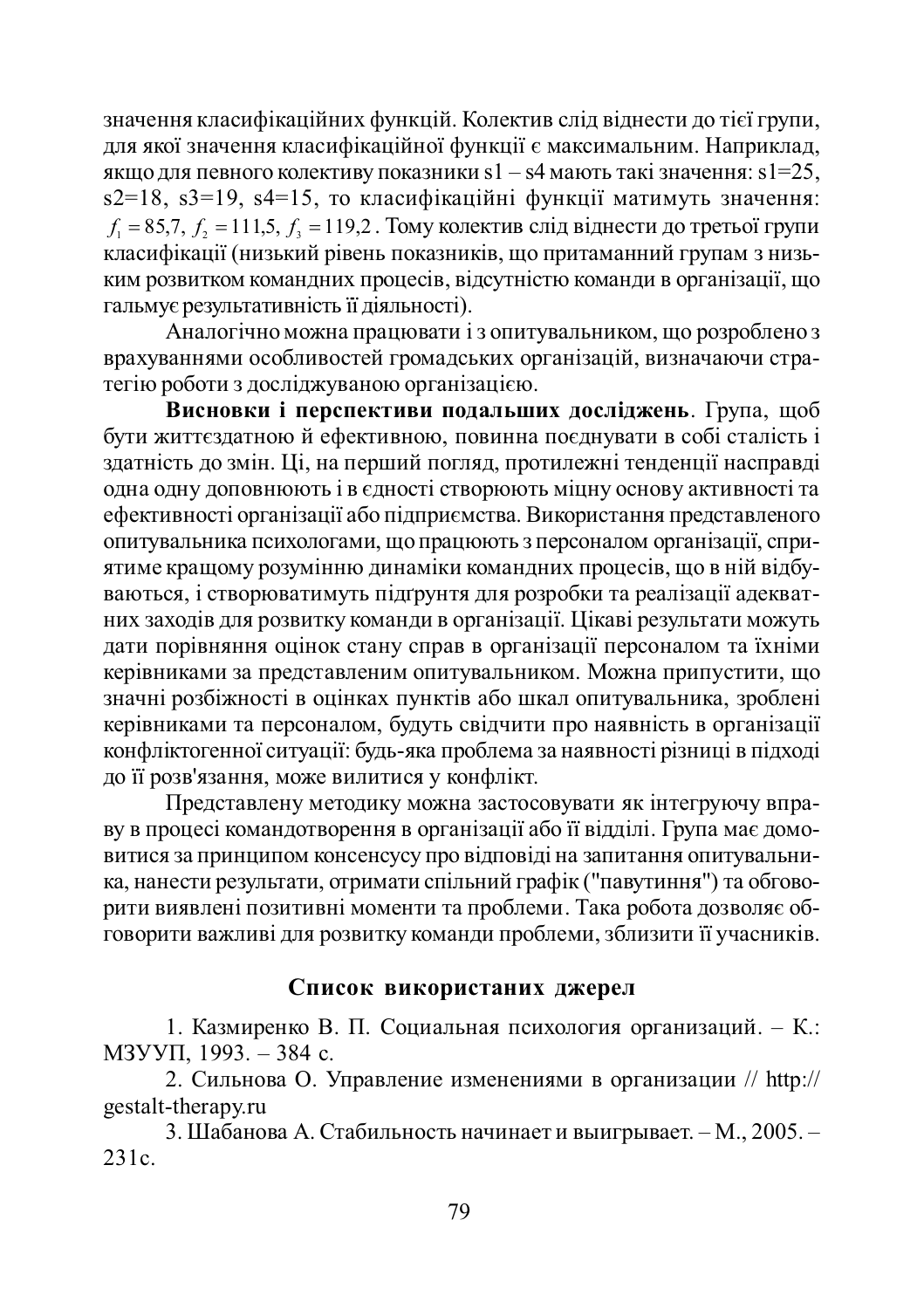значення класифікаційних функцій. Колектив слід віднести до тієї групи, для якої значення класифікаційної функції є максимальним. Наприклад, якщо для певного колективу показники s1 – s4 мають такі значення: s1=25, s2=18, s3=19, s4=15, то класифікаційні функції матимуть значення: $f_1 = 85{,}7,\ f_2 = 111{,}5,\ f_3 = 119{,}2$. Тому колектив слід віднести до третьої групи класифікації (низький рівень показників, що притаманний групам з низьким розвитком командних процесів, відсутністю команди в організації, що гальмує результативність її діяльності).

Аналогічно можна працювати і з опитувальником, що розроблено з врахуваннями особливостей громадських організацій, визначаючи стратегію роботи з досліджуваною організацією.

**Висновки і перспективи подальших досліджень**. Група, щоб бути життєздатною й ефективною, повинна поєднувати в собі сталість і здатність до змін. Ці, на перший погляд, протилежні тенденції насправді одна одну доповнюють і в єдності створюють міцну основу активності та ефективності організації або підприємства. Використання представленого опитувальника психологами, що працюють з персоналом організації, сприятиме кращому розумінню динаміки командних процесів, що в ній відбуваються, і створюватимуть підґрунтя для розробки та реалізації адекватних заходів для розвитку команди в організації. Цікаві результати можуть дати порівняння оцінок стану справ в організації персоналом та їхніми керівниками за представленим опитувальником. Можна припустити, що значні розбіжності в оцінках пунктів або шкал опитувальника, зроблені керівниками та персоналом, будуть свідчити про наявність в організації конфліктогенної ситуації: будь-яка проблема за наявності різниці в підході до її розв'язання, може вилитися у конфлікт.

Представлену методику можна застосовувати як інтегруючу вправу в процесі командотворення в організації або її відділі. Група має домовитися за принципом консенсусу про відповіді на запитання опитувальника, нанести результати, отримати спільний графік ("павутиння") та обговорити виявлені позитивні моменти та проблеми. Така робота дозволяє обговорити важливі для розвитку команди проблеми, зблизити її учасників.

## Список використаних джерел

1. Казмиренко В. П. Социальная психология организаций. – К.: МЗУУП, 1993. – 384 с.
2. Сильнова О. Управление изменениями в организации // http://gestalt-therapy.ru
3. Шабанова А. Стабильность начинает и выигрывает. – М., 2005. – 231с.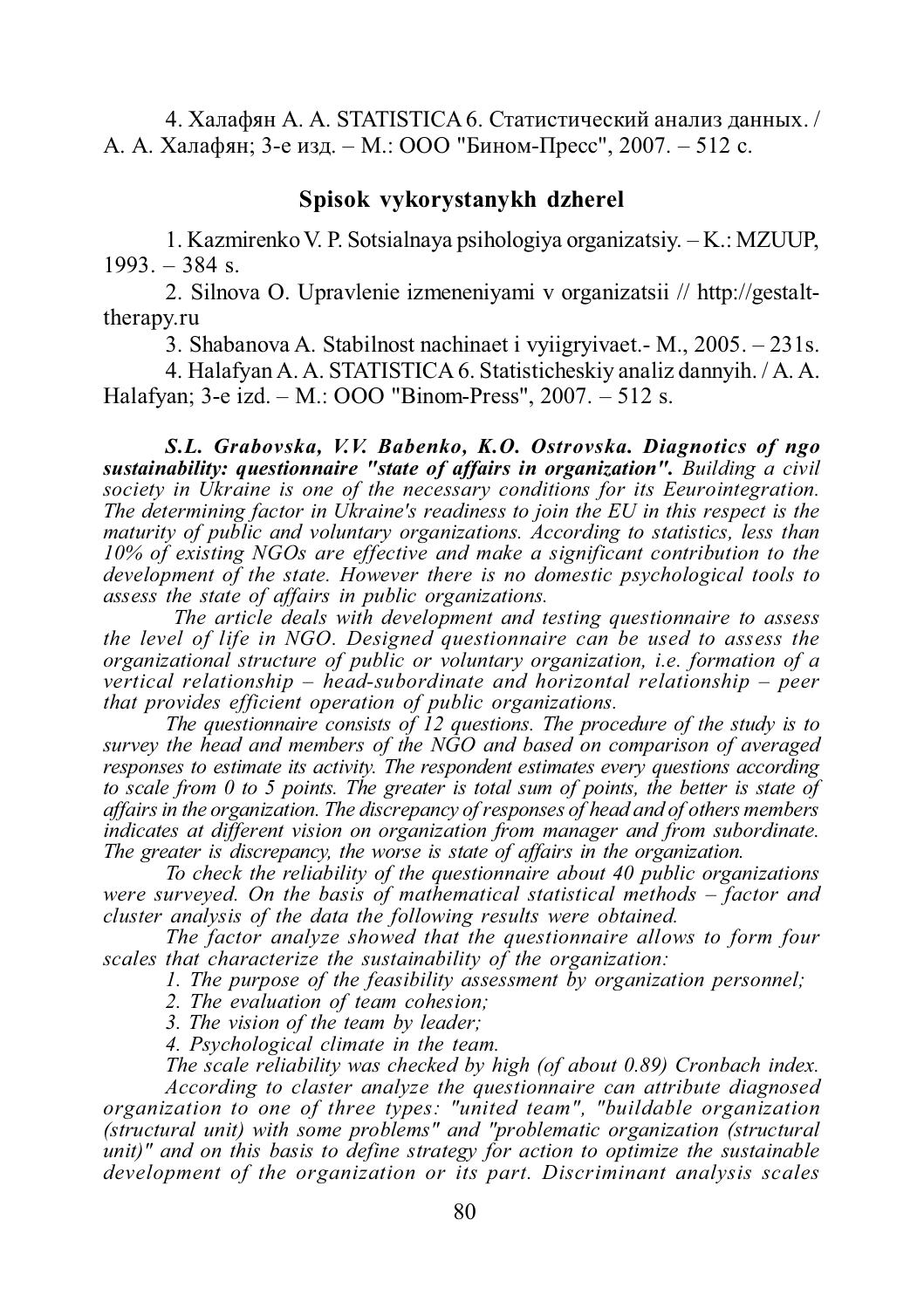4. Халафян А. А. STATISTICA 6. Статистический анализ данных. / А. А. Халафян; 3-е изд. – М.: ООО "Бином-Пресс", 2007. – 512 с.

## Spisok vykorystanykh dzherel

1. Kazmirenko V. P. Sotsialnaya psihologiya organizatsiy. – K.: MZUUP, 1993. – 384 s.

2. Silnova O. Upravlenie izmeneniyami v organizatsii // http://gestalt-therapy.ru

3. Shabanova A. Stabilnost nachinaet i vyiigryivaet.- M., 2005. – 231s.

4. Halafyan A. A. STATISTICA 6. Statisticheskiy analiz dannyih. / A. A. Halafyan; 3-e izd. – M.: OOO "Binom-Press", 2007. – 512 s.

***S.L. Grabovska, V.V. Babenko, K.O. Ostrovska. Diagnotics of ngo sustainability: questionnaire "state of affairs in organization".*** *Building a civil society in Ukraine is one of the necessary conditions for its Eeurointegration. The determining factor in Ukraine's readiness to join the EU in this respect is the maturity of public and voluntary organizations. According to statistics, less than 10% of existing NGOs are effective and make a significant contribution to the development of the state. However there is no domestic psychological tools to assess the state of affairs in public organizations.*

*The article deals with development and testing questionnaire to assess the level of life in NGO. Designed questionnaire can be used to assess the organizational structure of public or voluntary organization, i.e. formation of a vertical relationship – head-subordinate and horizontal relationship – peer that provides efficient operation of public organizations.*

*The questionnaire consists of 12 questions. The procedure of the study is to survey the head and members of the NGO and based on comparison of averaged responses to estimate its activity. The respondent estimates every questions according to scale from 0 to 5 points. The greater is total sum of points, the better is state of affairs in the organization. The discrepancy of responses of head and of others members indicates at different vision on organization from manager and from subordinate. The greater is discrepancy, the worse is state of affairs in the organization.*

*To check the reliability of the questionnaire about 40 public organizations were surveyed. On the basis of mathematical statistical methods – factor and cluster analysis of the data the following results were obtained.*

*The factor analyze showed that the questionnaire allows to form four scales that characterize the sustainability of the organization:*

*1. The purpose of the feasibility assessment by organization personnel;*

*2. The evaluation of team cohesion;*

*3. The vision of the team by leader;*

*4. Psychological climate in the team.*

*The scale reliability was checked by high (of about 0.89) Cronbach index.*

*According to claster analyze the questionnaire can attribute diagnosed organization to one of three types: "united team", "buildable organization (structural unit) with some problems" and "problematic organization (structural unit)" and on this basis to define strategy for action to optimize the sustainable development of the organization or its part. Discriminant analysis scales*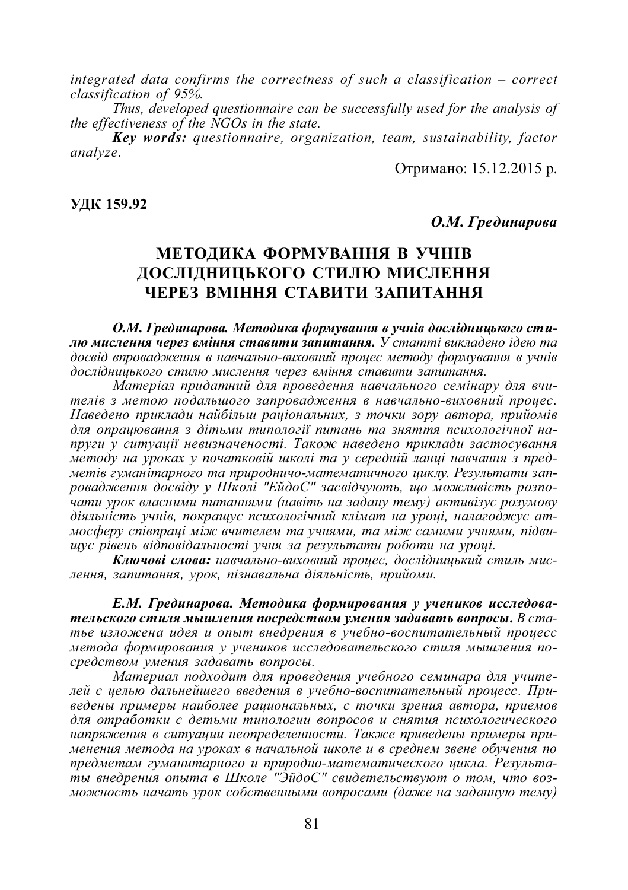*integrated data confirms the correctness of such a classification – correct classification of 95%.*

*Thus, developed questionnaire can be successfully used for the analysis of the effectiveness of the NGOs in the state.*

***Key words:*** *questionnaire, organization, team, sustainability, factor analyze.*

Отримано: 15.12.2015 р.

**УДК 159.92**

***О.М. Грединарова***

# МЕТОДИКА ФОРМУВАННЯ В УЧНІВ ДОСЛІДНИЦЬКОГО СТИЛЮ МИСЛЕННЯ ЧЕРЕЗ ВМІННЯ СТАВИТИ ЗАПИТАННЯ

***О.М. Грединарова. Методика формування в учнів дослідницького стилю мислення через вміння ставити запитання.*** *У статті викладено ідею та досвід впровадження в навчально-виховний процес методу формування в учнів дослідницького стилю мислення через вміння ставити запитання.*

*Матеріал придатний для проведення навчального семінару для вчителів з метою подальшого запровадження в навчально-виховний процес. Наведено приклади найбільш раціональних, з точки зору автора, прийомів для опрацювання з дітьми типології питань та зняття психологічної напруги у ситуації невизначеності. Також наведено приклади застосування методу на уроках у початковій школі та у середній ланці навчання з предметів гуманітарного та природничо-математичного циклу. Результати запровадження досвіду у Школі "ЕйдоС" засвідчують, що можливість розпочати урок власними питаннями (навіть на задану тему) активізує розумову діяльність учнів, покращує психологічний клімат на уроці, налагоджує атмосферу співпраці між вчителем та учнями, та між самими учнями, підвищує рівень відповідальності учня за результати роботи на уроці.*

***Ключові слова:*** *навчально-виховний процес, дослідницький стиль мислення, запитання, урок, пізнавальна діяльність, прийоми.*

***Е.М. Грединарова. Методика формирования у учеников исследовательского стиля мышления посредством умения задавать вопросы.*** *В статье изложена идея и опыт внедрения в учебно-воспитательный процесс метода формирования у учеников исследовательского стиля мышления посредством умения задавать вопросы.*

*Материал подходит для проведения учебного семинара для учителей с целью дальнейшего введения в учебно-воспитательный процесс. Приведены примеры наиболее рациональных, с точки зрения автора, приемов для отработки с детьми типологии вопросов и снятия психологического напряжения в ситуации неопределенности. Также приведены примеры применения метода на уроках в начальной школе и в среднем звене обучения по предметам гуманитарного и природно-математического цикла. Результаты внедрения опыта в Школе "ЭйдоС" свидетельствуют о том, что возможность начать урок собственными вопросами (даже на заданную тему)*